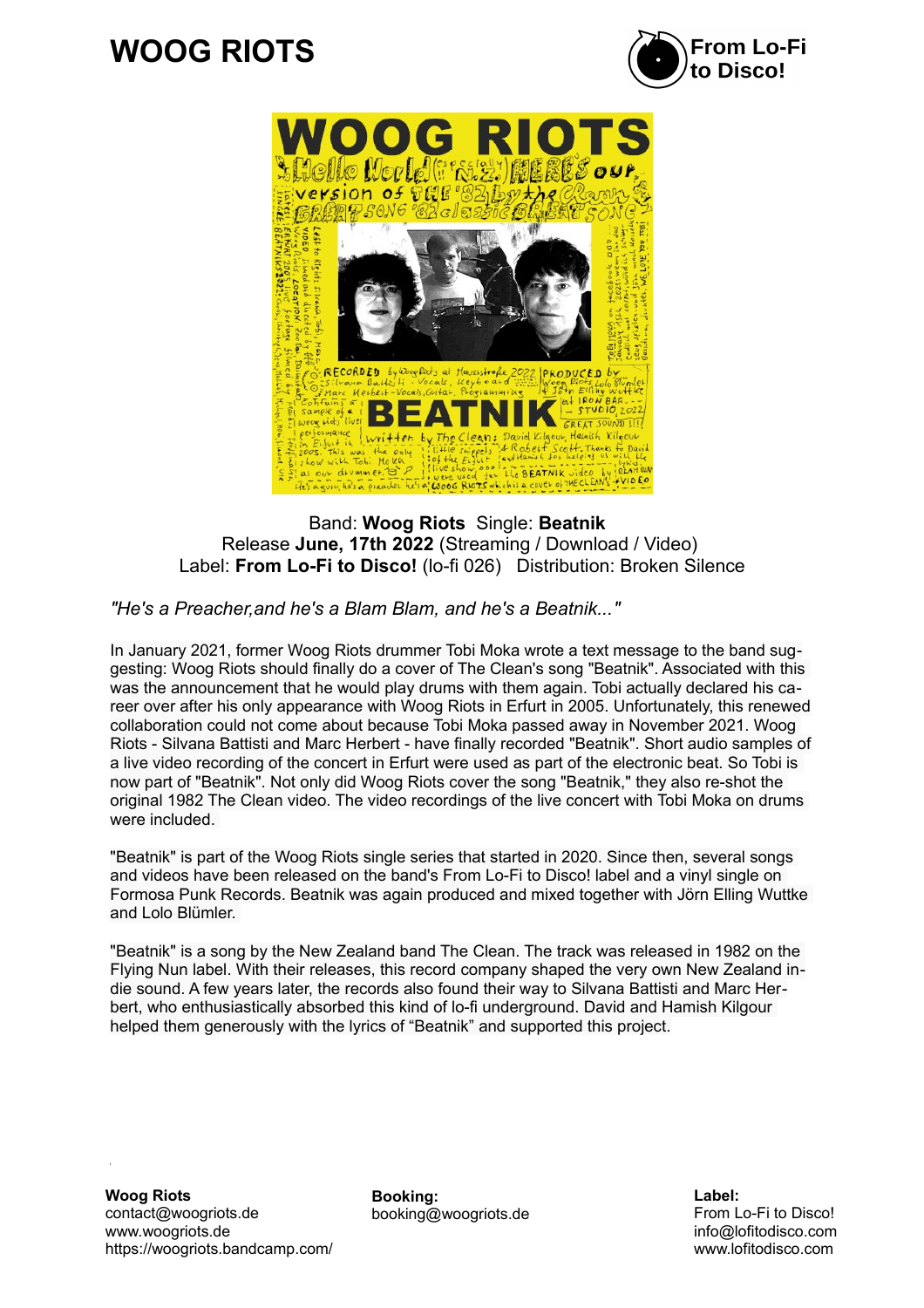# WOOG RIOTS

From Lo-Fi to Disco!

Band: **Woog Riots** Single: **Beatnik**
Release **June, 17th 2022** (Streaming / Download / Video)
Label: **From Lo-Fi to Disco!** (lo-fi 026) Distribution: Broken Silence

*"He's a Preacher,and he's a Blam Blam, and he's a Beatnik..."*

In January 2021, former Woog Riots drummer Tobi Moka wrote a text message to the band suggesting: Woog Riots should finally do a cover of The Clean's song "Beatnik". Associated with this was the announcement that he would play drums with them again. Tobi actually declared his career over after his only appearance with Woog Riots in Erfurt in 2005. Unfortunately, this renewed collaboration could not come about because Tobi Moka passed away in November 2021. Woog Riots - Silvana Battisti and Marc Herbert - have finally recorded "Beatnik". Short audio samples of a live video recording of the concert in Erfurt were used as part of the electronic beat. So Tobi is now part of "Beatnik". Not only did Woog Riots cover the song "Beatnik," they also re-shot the original 1982 The Clean video. The video recordings of the live concert with Tobi Moka on drums were included.

"Beatnik" is part of the Woog Riots single series that started in 2020. Since then, several songs and videos have been released on the band's From Lo-Fi to Disco! label and a vinyl single on Formosa Punk Records. Beatnik was again produced and mixed together with Jörn Elling Wuttke and Lolo Blümler.

"Beatnik" is a song by the New Zealand band The Clean. The track was released in 1982 on the Flying Nun label. With their releases, this record company shaped the very own New Zealand indie sound. A few years later, the records also found their way to Silvana Battisti and Marc Herbert, who enthusiastically absorbed this kind of lo-fi underground. David and Hamish Kilgour helped them generously with the lyrics of "Beatnik" and supported this project.

**Woog Riots**
contact@woogriots.de
www.woogriots.de
https://woogriots.bandcamp.com/

**Booking:**
booking@woogriots.de

**Label:**
From Lo-Fi to Disco!
info@lofitodisco.com
www.lofitodisco.com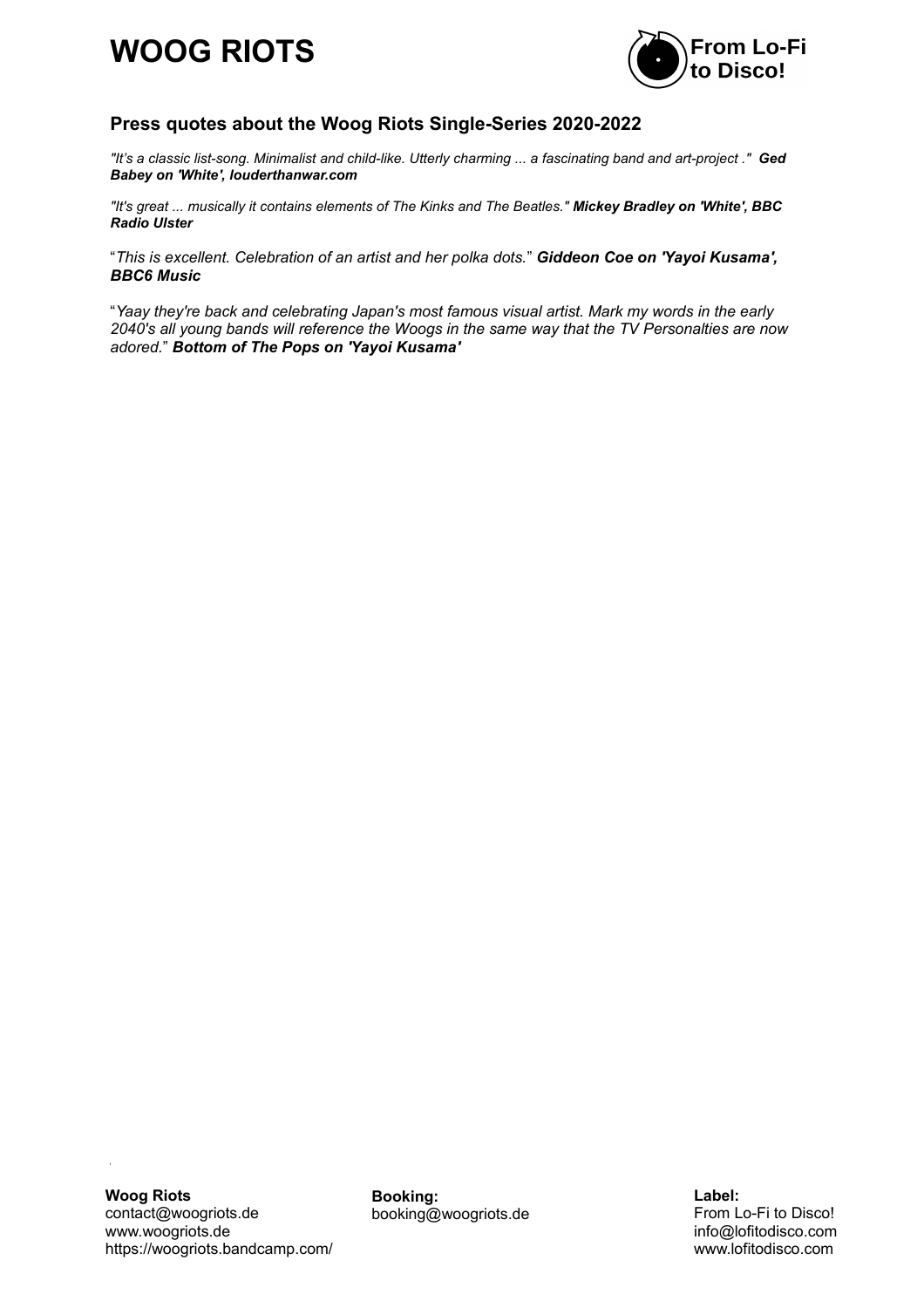# WOOG RIOTS

From Lo-Fi to Disco!

## Press quotes about the Woog Riots Single-Series 2020-2022

*"It's a classic list-song. Minimalist and child-like. Utterly charming ... a fascinating band and art-project ."* ***Ged Babey on 'White', louderthanwar.com***

*"It's great ... musically it contains elements of The Kinks and The Beatles."* ***Mickey Bradley on 'White', BBC Radio Ulster***

"*This is excellent. Celebration of an artist and her polka dots.*" ***Giddeon Coe on 'Yayoi Kusama', BBC6 Music***

"*Yaay they're back and celebrating Japan's most famous visual artist. Mark my words in the early 2040's all young bands will reference the Woogs in the same way that the TV Personalties are now adored.*" ***Bottom of The Pops on 'Yayoi Kusama'***

**Woog Riots**
contact@woogriots.de
www.woogriots.de
https://woogriots.bandcamp.com/

**Booking:**
booking@woogriots.de

**Label:**
From Lo-Fi to Disco!
info@lofitodisco.com
www.lofitodisco.com